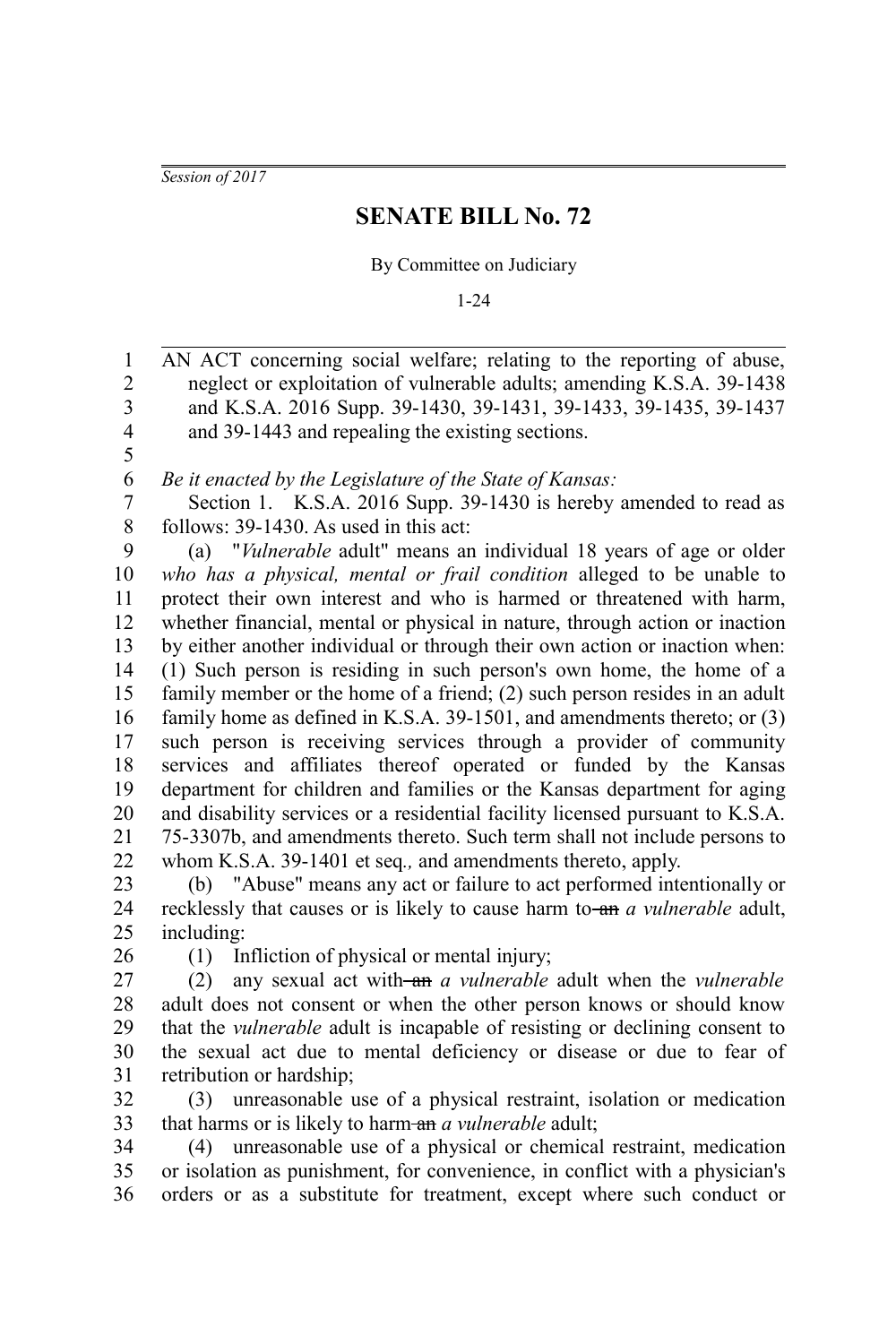*Session of 2017*

# SENATE BILL No. 72

By Committee on Judiciary

1-24

AN ACT concerning social welfare; relating to the reporting of abuse, neglect or exploitation of vulnerable adults; amending K.S.A. 39-1438 and K.S.A. 2016 Supp. 39-1430, 39-1431, 39-1433, 39-1435, 39-1437 and 39-1443 and repealing the existing sections.

*Be it enacted by the Legislature of the State of Kansas:*

Section 1. K.S.A. 2016 Supp. 39-1430 is hereby amended to read as follows: 39-1430. As used in this act:

(a) "*Vulnerable* adult" means an individual 18 years of age or older *who has a physical, mental or frail condition* alleged to be unable to protect their own interest and who is harmed or threatened with harm, whether financial, mental or physical in nature, through action or inaction by either another individual or through their own action or inaction when: (1) Such person is residing in such person's own home, the home of a family member or the home of a friend; (2) such person resides in an adult family home as defined in K.S.A. 39-1501, and amendments thereto; or (3) such person is receiving services through a provider of community services and affiliates thereof operated or funded by the Kansas department for children and families or the Kansas department for aging and disability services or a residential facility licensed pursuant to K.S.A. 75-3307b, and amendments thereto. Such term shall not include persons to whom K.S.A. 39-1401 et seq*.,* and amendments thereto, apply.

(b) "Abuse" means any act or failure to act performed intentionally or recklessly that causes or is likely to cause harm to ~~an~~ *a vulnerable* adult, including:

(1) Infliction of physical or mental injury;

(2) any sexual act with ~~an~~ *a vulnerable* adult when the *vulnerable* adult does not consent or when the other person knows or should know that the *vulnerable* adult is incapable of resisting or declining consent to the sexual act due to mental deficiency or disease or due to fear of retribution or hardship;

(3) unreasonable use of a physical restraint, isolation or medication that harms or is likely to harm ~~an~~ *a vulnerable* adult;

(4) unreasonable use of a physical or chemical restraint, medication or isolation as punishment, for convenience, in conflict with a physician's orders or as a substitute for treatment, except where such conduct or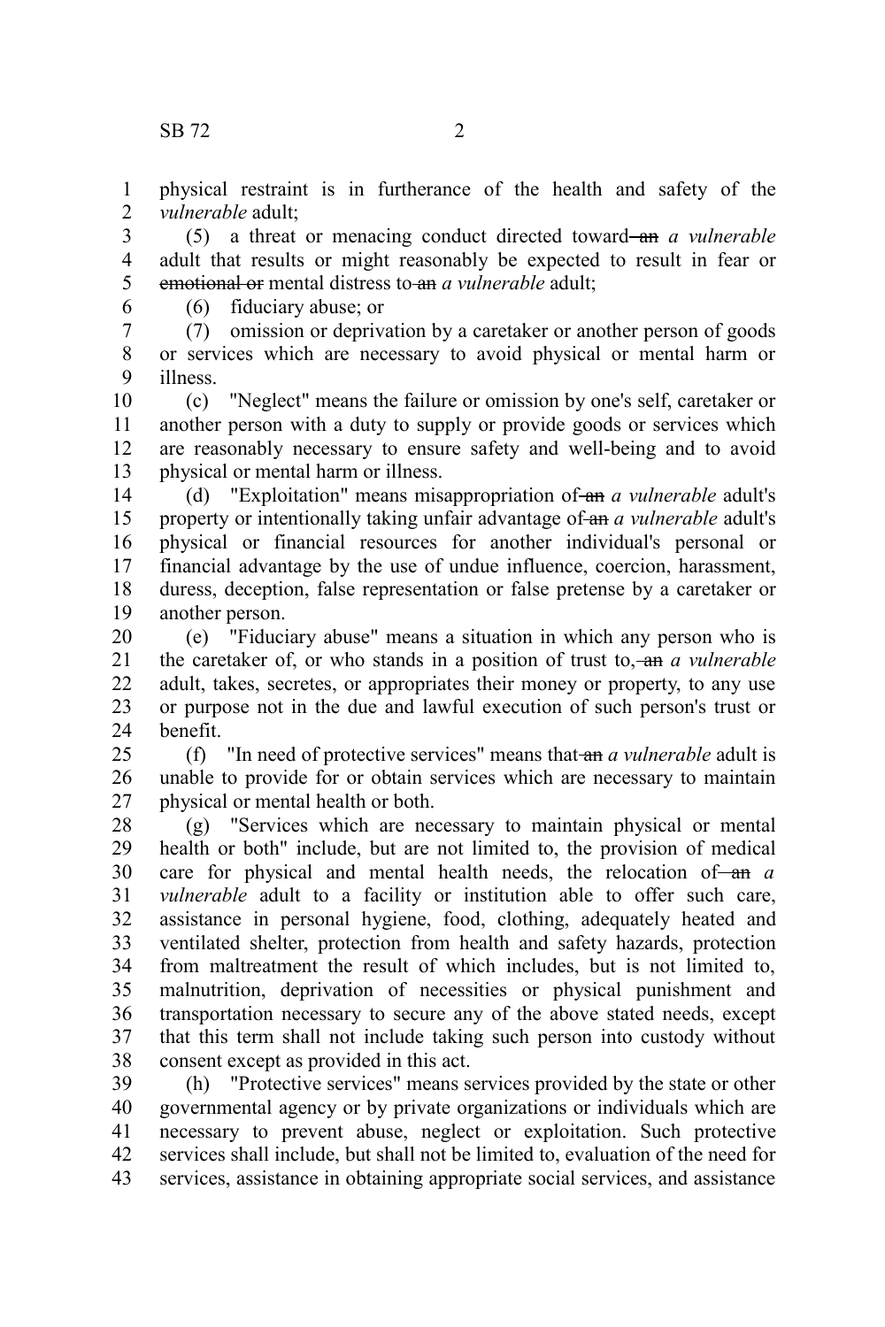physical restraint is in furtherance of the health and safety of the *vulnerable* adult;

(5) a threat or menacing conduct directed toward ~~an~~ *a vulnerable* adult that results or might reasonably be expected to result in fear or ~~emotional or~~ mental distress to ~~an~~ *a vulnerable* adult;

(6) fiduciary abuse; or

(7) omission or deprivation by a caretaker or another person of goods or services which are necessary to avoid physical or mental harm or illness.

(c) "Neglect" means the failure or omission by one's self, caretaker or another person with a duty to supply or provide goods or services which are reasonably necessary to ensure safety and well-being and to avoid physical or mental harm or illness.

(d) "Exploitation" means misappropriation of ~~an~~ *a vulnerable* adult's property or intentionally taking unfair advantage of ~~an~~ *a vulnerable* adult's physical or financial resources for another individual's personal or financial advantage by the use of undue influence, coercion, harassment, duress, deception, false representation or false pretense by a caretaker or another person.

(e) "Fiduciary abuse" means a situation in which any person who is the caretaker of, or who stands in a position of trust to, ~~an~~ *a vulnerable* adult, takes, secretes, or appropriates their money or property, to any use or purpose not in the due and lawful execution of such person's trust or benefit.

(f) "In need of protective services" means that ~~an~~ *a vulnerable* adult is unable to provide for or obtain services which are necessary to maintain physical or mental health or both.

(g) "Services which are necessary to maintain physical or mental health or both" include, but are not limited to, the provision of medical care for physical and mental health needs, the relocation of ~~an~~ *a vulnerable* adult to a facility or institution able to offer such care, assistance in personal hygiene, food, clothing, adequately heated and ventilated shelter, protection from health and safety hazards, protection from maltreatment the result of which includes, but is not limited to, malnutrition, deprivation of necessities or physical punishment and transportation necessary to secure any of the above stated needs, except that this term shall not include taking such person into custody without consent except as provided in this act.

(h) "Protective services" means services provided by the state or other governmental agency or by private organizations or individuals which are necessary to prevent abuse, neglect or exploitation. Such protective services shall include, but shall not be limited to, evaluation of the need for services, assistance in obtaining appropriate social services, and assistance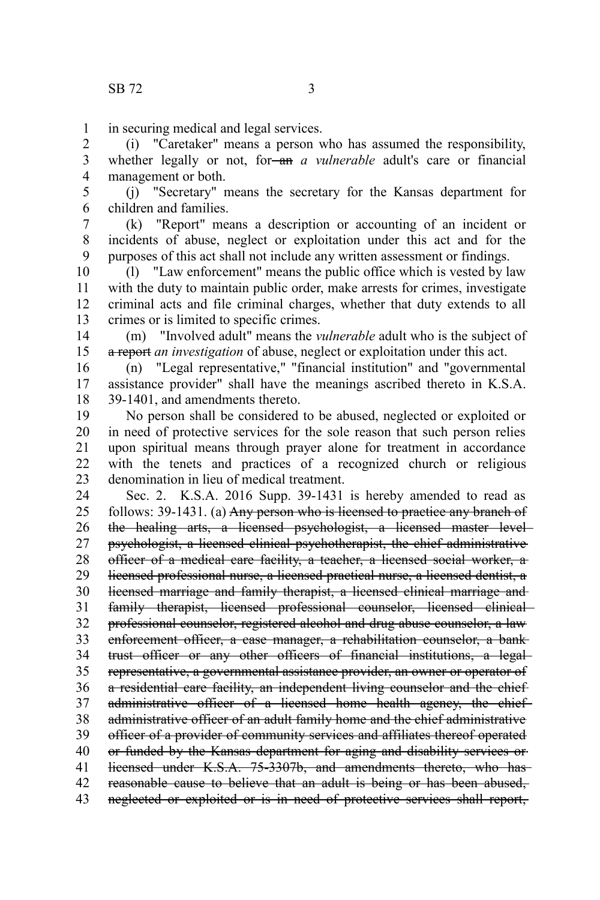in securing medical and legal services.

(i) "Caretaker" means a person who has assumed the responsibility, whether legally or not, for ~~an~~ *a vulnerable* adult's care or financial management or both.

(j) "Secretary" means the secretary for the Kansas department for children and families.

(k) "Report" means a description or accounting of an incident or incidents of abuse, neglect or exploitation under this act and for the purposes of this act shall not include any written assessment or findings.

(l) "Law enforcement" means the public office which is vested by law with the duty to maintain public order, make arrests for crimes, investigate criminal acts and file criminal charges, whether that duty extends to all crimes or is limited to specific crimes.

(m) "Involved adult" means the *vulnerable* adult who is the subject of ~~a report~~ *an investigation* of abuse, neglect or exploitation under this act.

(n) "Legal representative," "financial institution" and "governmental assistance provider" shall have the meanings ascribed thereto in K.S.A. 39-1401, and amendments thereto.

No person shall be considered to be abused, neglected or exploited or in need of protective services for the sole reason that such person relies upon spiritual means through prayer alone for treatment in accordance with the tenets and practices of a recognized church or religious denomination in lieu of medical treatment.

Sec. 2. K.S.A. 2016 Supp. 39-1431 is hereby amended to read as follows: 39-1431. (a) ~~Any person who is licensed to practice any branch of the healing arts, a licensed psychologist, a licensed master level psychologist, a licensed clinical psychotherapist, the chief administrative officer of a medical care facility, a teacher, a licensed social worker, a licensed professional nurse, a licensed practical nurse, a licensed dentist, a licensed marriage and family therapist, a licensed clinical marriage and family therapist, licensed professional counselor, licensed clinical professional counselor, registered alcohol and drug abuse counselor, a law enforcement officer, a case manager, a rehabilitation counselor, a bank trust officer or any other officers of financial institutions, a legal representative, a governmental assistance provider, an owner or operator of a residential care facility, an independent living counselor and the chief administrative officer of a licensed home health agency, the chief administrative officer of an adult family home and the chief administrative officer of a provider of community services and affiliates thereof operated or funded by the Kansas department for aging and disability services or licensed under K.S.A. 75-3307b, and amendments thereto, who has reasonable cause to believe that an adult is being or has been abused, neglected or exploited or is in need of protective services shall report,~~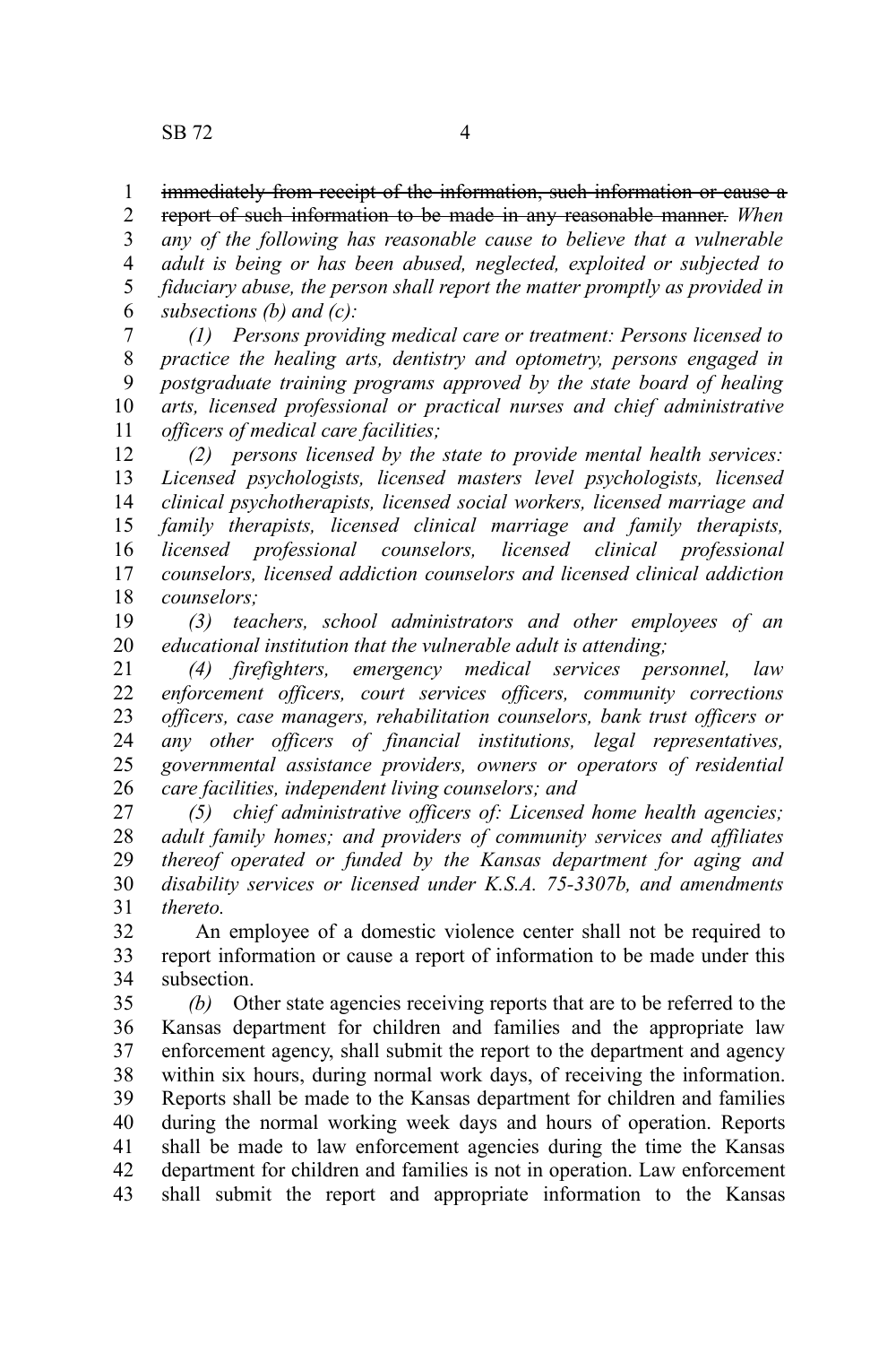~~immediately from receipt of the information, such information or cause a report of such information to be made in any reasonable manner.~~ *When any of the following has reasonable cause to believe that a vulnerable adult is being or has been abused, neglected, exploited or subjected to fiduciary abuse, the person shall report the matter promptly as provided in subsections (b) and (c):*

*(1) Persons providing medical care or treatment: Persons licensed to practice the healing arts, dentistry and optometry, persons engaged in postgraduate training programs approved by the state board of healing arts, licensed professional or practical nurses and chief administrative officers of medical care facilities;*

*(2) persons licensed by the state to provide mental health services: Licensed psychologists, licensed masters level psychologists, licensed clinical psychotherapists, licensed social workers, licensed marriage and family therapists, licensed clinical marriage and family therapists, licensed professional counselors, licensed clinical professional counselors, licensed addiction counselors and licensed clinical addiction counselors;*

*(3) teachers, school administrators and other employees of an educational institution that the vulnerable adult is attending;*

*(4) firefighters, emergency medical services personnel, law enforcement officers, court services officers, community corrections officers, case managers, rehabilitation counselors, bank trust officers or any other officers of financial institutions, legal representatives, governmental assistance providers, owners or operators of residential care facilities, independent living counselors; and*

*(5) chief administrative officers of: Licensed home health agencies; adult family homes; and providers of community services and affiliates thereof operated or funded by the Kansas department for aging and disability services or licensed under K.S.A. 75-3307b, and amendments thereto.*

An employee of a domestic violence center shall not be required to report information or cause a report of information to be made under this subsection.

*(b)* Other state agencies receiving reports that are to be referred to the Kansas department for children and families and the appropriate law enforcement agency, shall submit the report to the department and agency within six hours, during normal work days, of receiving the information. Reports shall be made to the Kansas department for children and families during the normal working week days and hours of operation. Reports shall be made to law enforcement agencies during the time the Kansas department for children and families is not in operation. Law enforcement shall submit the report and appropriate information to the Kansas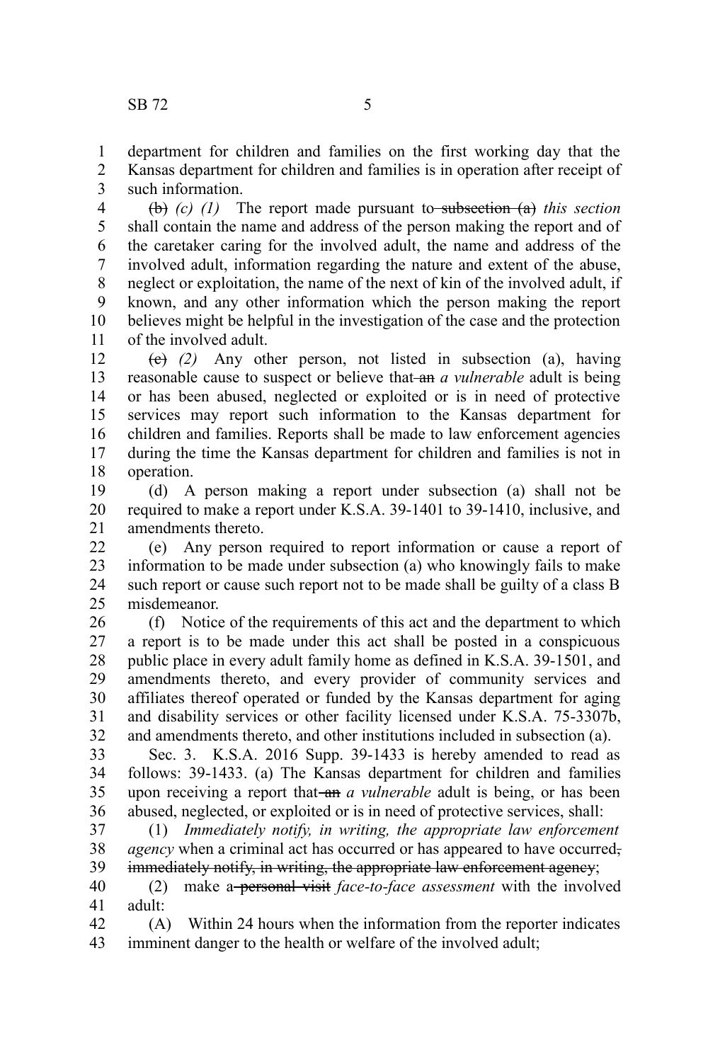department for children and families on the first working day that the Kansas department for children and families is in operation after receipt of such information.

~~(b)~~ *(c) (1)* The report made pursuant to ~~subsection (a)~~ *this section* shall contain the name and address of the person making the report and of the caretaker caring for the involved adult, the name and address of the involved adult, information regarding the nature and extent of the abuse, neglect or exploitation, the name of the next of kin of the involved adult, if known, and any other information which the person making the report believes might be helpful in the investigation of the case and the protection of the involved adult.

~~(c)~~ *(2)* Any other person, not listed in subsection (a), having reasonable cause to suspect or believe that ~~an~~ *a vulnerable* adult is being or has been abused, neglected or exploited or is in need of protective services may report such information to the Kansas department for children and families. Reports shall be made to law enforcement agencies during the time the Kansas department for children and families is not in operation.

(d) A person making a report under subsection (a) shall not be required to make a report under K.S.A. 39-1401 to 39-1410, inclusive, and amendments thereto.

(e) Any person required to report information or cause a report of information to be made under subsection (a) who knowingly fails to make such report or cause such report not to be made shall be guilty of a class B misdemeanor.

(f) Notice of the requirements of this act and the department to which a report is to be made under this act shall be posted in a conspicuous public place in every adult family home as defined in K.S.A. 39-1501, and amendments thereto, and every provider of community services and affiliates thereof operated or funded by the Kansas department for aging and disability services or other facility licensed under K.S.A. 75-3307b, and amendments thereto, and other institutions included in subsection (a).

Sec. 3. K.S.A. 2016 Supp. 39-1433 is hereby amended to read as follows: 39-1433. (a) The Kansas department for children and families upon receiving a report that ~~an~~ *a vulnerable* adult is being, or has been abused, neglected, or exploited or is in need of protective services, shall:

(1) *Immediately notify, in writing, the appropriate law enforcement agency* when a criminal act has occurred or has appeared to have occurred~~, immediately notify, in writing, the appropriate law enforcement agency~~;

(2) make a ~~personal visit~~ *face-to-face assessment* with the involved adult:

(A) Within 24 hours when the information from the reporter indicates imminent danger to the health or welfare of the involved adult;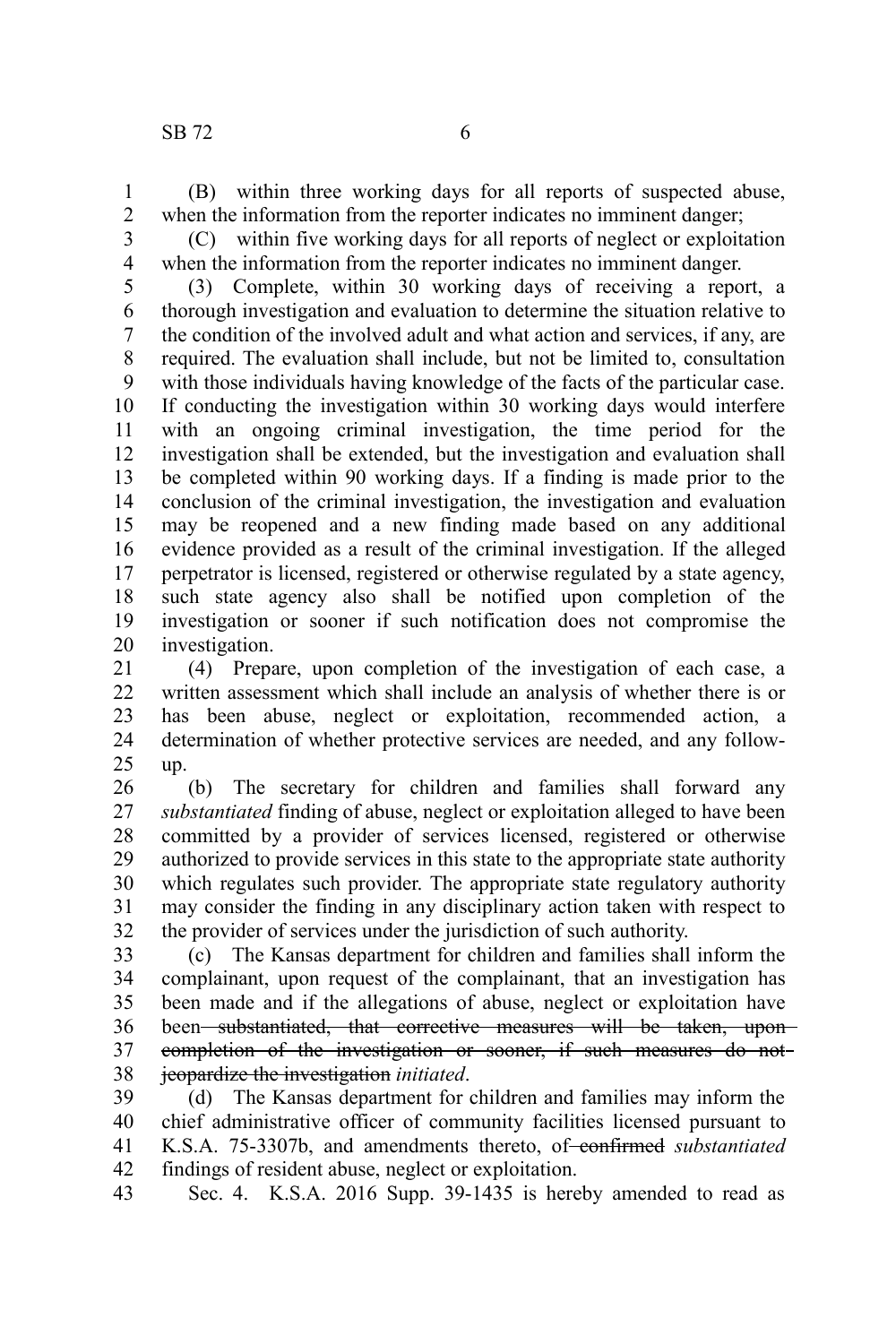(B) within three working days for all reports of suspected abuse, when the information from the reporter indicates no imminent danger;

(C) within five working days for all reports of neglect or exploitation when the information from the reporter indicates no imminent danger.

(3) Complete, within 30 working days of receiving a report, a thorough investigation and evaluation to determine the situation relative to the condition of the involved adult and what action and services, if any, are required. The evaluation shall include, but not be limited to, consultation with those individuals having knowledge of the facts of the particular case. If conducting the investigation within 30 working days would interfere with an ongoing criminal investigation, the time period for the investigation shall be extended, but the investigation and evaluation shall be completed within 90 working days. If a finding is made prior to the conclusion of the criminal investigation, the investigation and evaluation may be reopened and a new finding made based on any additional evidence provided as a result of the criminal investigation. If the alleged perpetrator is licensed, registered or otherwise regulated by a state agency, such state agency also shall be notified upon completion of the investigation or sooner if such notification does not compromise the investigation.

(4) Prepare, upon completion of the investigation of each case, a written assessment which shall include an analysis of whether there is or has been abuse, neglect or exploitation, recommended action, a determination of whether protective services are needed, and any follow-up.

(b) The secretary for children and families shall forward any *substantiated* finding of abuse, neglect or exploitation alleged to have been committed by a provider of services licensed, registered or otherwise authorized to provide services in this state to the appropriate state authority which regulates such provider. The appropriate state regulatory authority may consider the finding in any disciplinary action taken with respect to the provider of services under the jurisdiction of such authority.

(c) The Kansas department for children and families shall inform the complainant, upon request of the complainant, that an investigation has been made and if the allegations of abuse, neglect or exploitation have been ~~substantiated, that corrective measures will be taken, upon completion of the investigation or sooner, if such measures do not jeopardize the investigation~~ *initiated*.

(d) The Kansas department for children and families may inform the chief administrative officer of community facilities licensed pursuant to K.S.A. 75-3307b, and amendments thereto, of ~~confirmed~~ *substantiated* findings of resident abuse, neglect or exploitation.

Sec. 4. K.S.A. 2016 Supp. 39-1435 is hereby amended to read as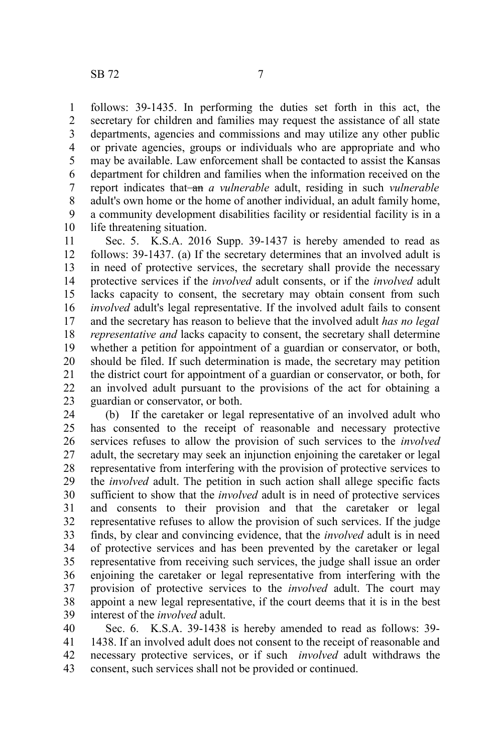follows: 39-1435. In performing the duties set forth in this act, the secretary for children and families may request the assistance of all state departments, agencies and commissions and may utilize any other public or private agencies, groups or individuals who are appropriate and who may be available. Law enforcement shall be contacted to assist the Kansas department for children and families when the information received on the report indicates that ~~an~~ *a vulnerable* adult, residing in such *vulnerable* adult's own home or the home of another individual, an adult family home, a community development disabilities facility or residential facility is in a life threatening situation.

Sec. 5. K.S.A. 2016 Supp. 39-1437 is hereby amended to read as follows: 39-1437. (a) If the secretary determines that an involved adult is in need of protective services, the secretary shall provide the necessary protective services if the *involved* adult consents, or if the *involved* adult lacks capacity to consent, the secretary may obtain consent from such *involved* adult's legal representative. If the involved adult fails to consent and the secretary has reason to believe that the involved adult *has no legal representative and* lacks capacity to consent, the secretary shall determine whether a petition for appointment of a guardian or conservator, or both, should be filed. If such determination is made, the secretary may petition the district court for appointment of a guardian or conservator, or both, for an involved adult pursuant to the provisions of the act for obtaining a guardian or conservator, or both.

(b) If the caretaker or legal representative of an involved adult who has consented to the receipt of reasonable and necessary protective services refuses to allow the provision of such services to the *involved* adult, the secretary may seek an injunction enjoining the caretaker or legal representative from interfering with the provision of protective services to the *involved* adult. The petition in such action shall allege specific facts sufficient to show that the *involved* adult is in need of protective services and consents to their provision and that the caretaker or legal representative refuses to allow the provision of such services. If the judge finds, by clear and convincing evidence, that the *involved* adult is in need of protective services and has been prevented by the caretaker or legal representative from receiving such services, the judge shall issue an order enjoining the caretaker or legal representative from interfering with the provision of protective services to the *involved* adult. The court may appoint a new legal representative, if the court deems that it is in the best interest of the *involved* adult.

Sec. 6. K.S.A. 39-1438 is hereby amended to read as follows: 39-1438. If an involved adult does not consent to the receipt of reasonable and necessary protective services, or if such *involved* adult withdraws the consent, such services shall not be provided or continued.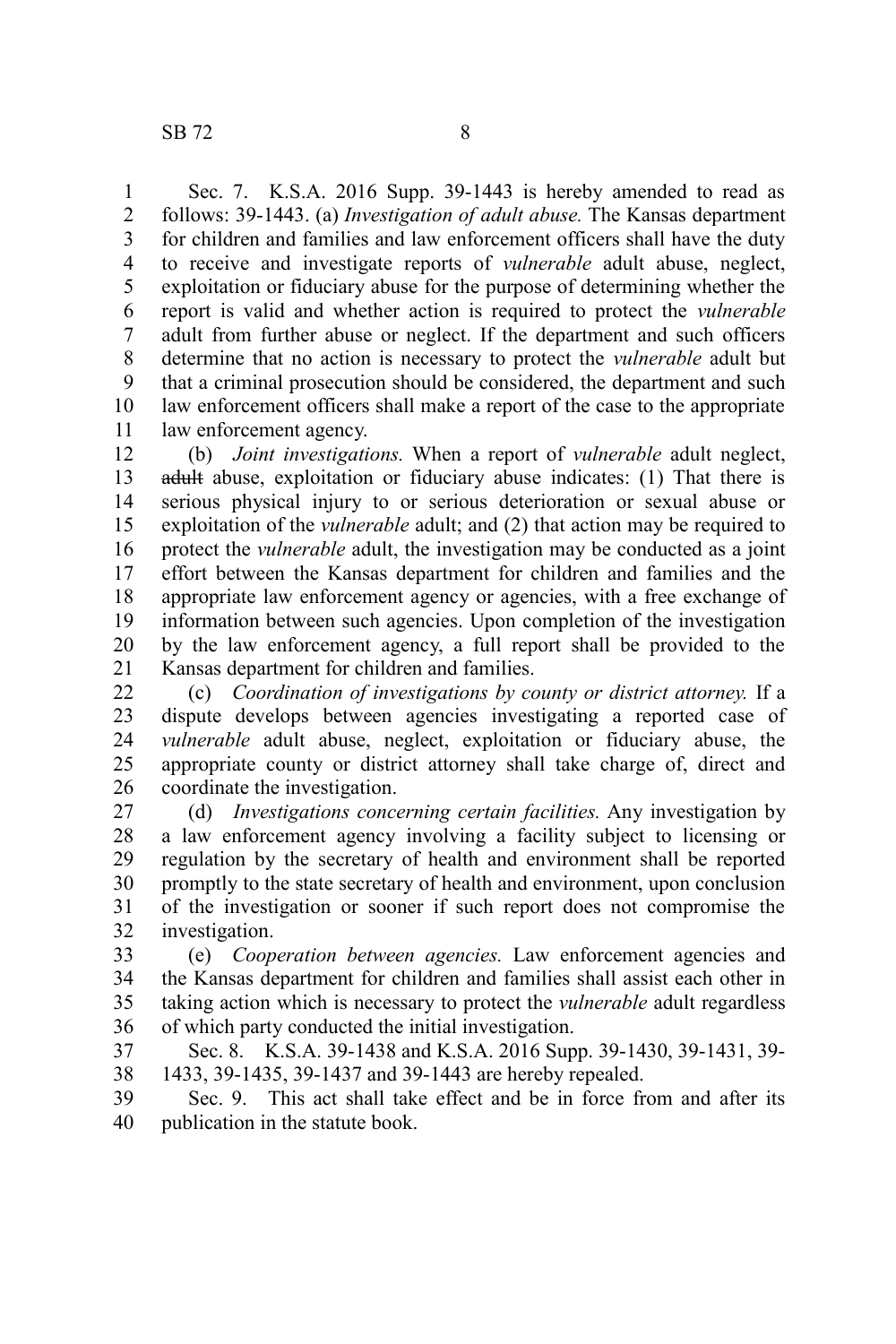Sec. 7. K.S.A. 2016 Supp. 39-1443 is hereby amended to read as follows: 39-1443. (a) *Investigation of adult abuse.* The Kansas department for children and families and law enforcement officers shall have the duty to receive and investigate reports of *vulnerable* adult abuse, neglect, exploitation or fiduciary abuse for the purpose of determining whether the report is valid and whether action is required to protect the *vulnerable* adult from further abuse or neglect. If the department and such officers determine that no action is necessary to protect the *vulnerable* adult but that a criminal prosecution should be considered, the department and such law enforcement officers shall make a report of the case to the appropriate law enforcement agency.

(b) *Joint investigations.* When a report of *vulnerable* adult neglect, ~~adult~~ abuse, exploitation or fiduciary abuse indicates: (1) That there is serious physical injury to or serious deterioration or sexual abuse or exploitation of the *vulnerable* adult; and (2) that action may be required to protect the *vulnerable* adult, the investigation may be conducted as a joint effort between the Kansas department for children and families and the appropriate law enforcement agency or agencies, with a free exchange of information between such agencies. Upon completion of the investigation by the law enforcement agency, a full report shall be provided to the Kansas department for children and families.

(c) *Coordination of investigations by county or district attorney.* If a dispute develops between agencies investigating a reported case of *vulnerable* adult abuse, neglect, exploitation or fiduciary abuse, the appropriate county or district attorney shall take charge of, direct and coordinate the investigation.

(d) *Investigations concerning certain facilities.* Any investigation by a law enforcement agency involving a facility subject to licensing or regulation by the secretary of health and environment shall be reported promptly to the state secretary of health and environment, upon conclusion of the investigation or sooner if such report does not compromise the investigation.

(e) *Cooperation between agencies.* Law enforcement agencies and the Kansas department for children and families shall assist each other in taking action which is necessary to protect the *vulnerable* adult regardless of which party conducted the initial investigation.

Sec. 8. K.S.A. 39-1438 and K.S.A. 2016 Supp. 39-1430, 39-1431, 39-1433, 39-1435, 39-1437 and 39-1443 are hereby repealed.

Sec. 9. This act shall take effect and be in force from and after its publication in the statute book.